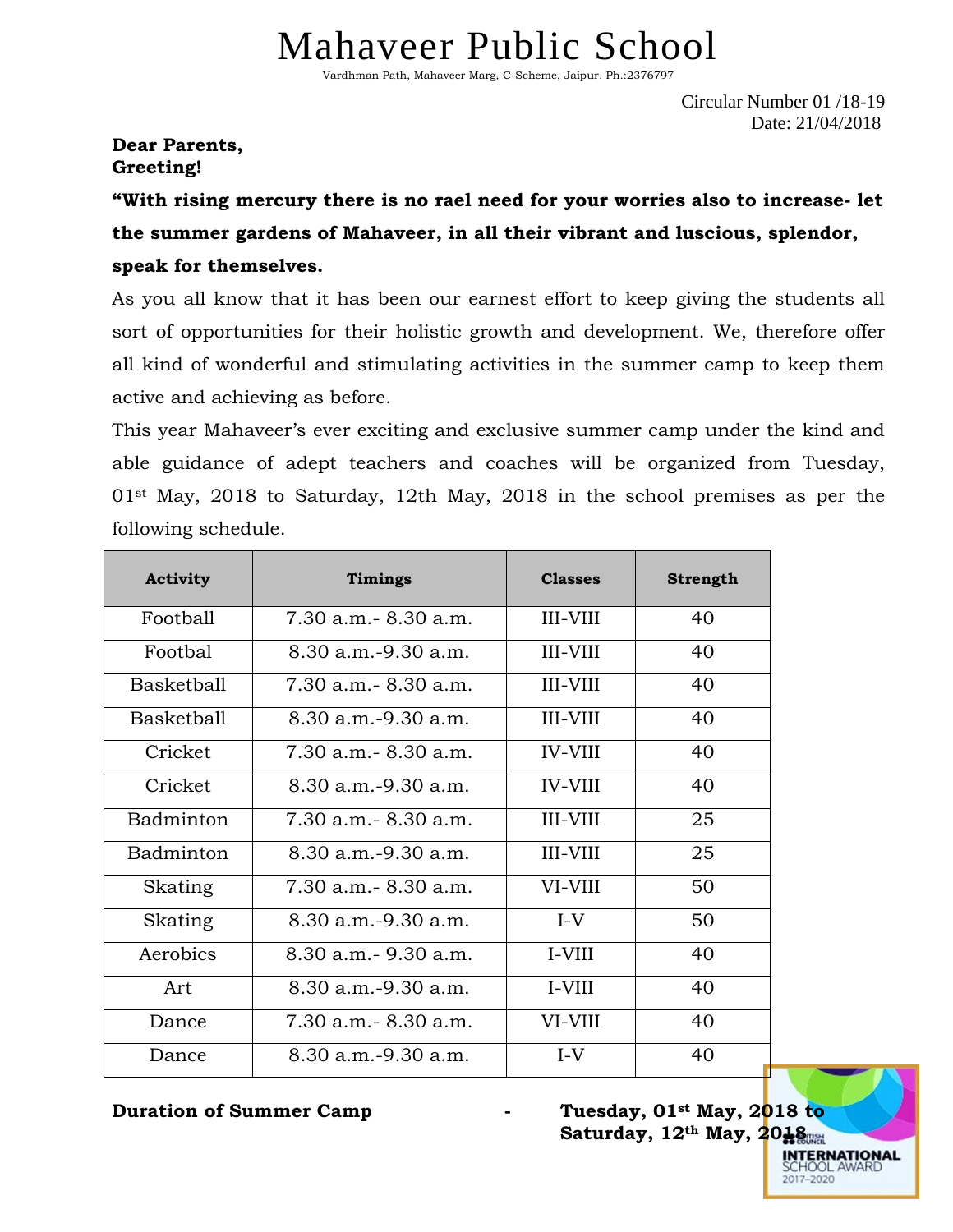# Mahaveer Public School

Vardhman Path, Mahaveer Marg, C-Scheme, Jaipur. Ph.:2376797

Circular Number 01 /18-19
Date: 21/04/2018

**Dear Parents,**
**Greeting!**

**"With rising mercury there is no rael need for your worries also to increase- let the summer gardens of Mahaveer, in all their vibrant and luscious, splendor, speak for themselves.**

As you all know that it has been our earnest effort to keep giving the students all sort of opportunities for their holistic growth and development. We, therefore offer all kind of wonderful and stimulating activities in the summer camp to keep them active and achieving as before.

This year Mahaveer's ever exciting and exclusive summer camp under the kind and able guidance of adept teachers and coaches will be organized from Tuesday, 01st May, 2018 to Saturday, 12th May, 2018 in the school premises as per the following schedule.

| Activity | Timings | Classes | Strength |
|---|---|---|---|
| Football | 7.30 a.m.- 8.30 a.m. | III-VIII | 40 |
| Footbal | 8.30 a.m.-9.30 a.m. | III-VIII | 40 |
| Basketball | 7.30 a.m.- 8.30 a.m. | III-VIII | 40 |
| Basketball | 8.30 a.m.-9.30 a.m. | III-VIII | 40 |
| Cricket | 7.30 a.m.- 8.30 a.m. | IV-VIII | 40 |
| Cricket | 8.30 a.m.-9.30 a.m. | IV-VIII | 40 |
| Badminton | 7.30 a.m.- 8.30 a.m. | III-VIII | 25 |
| Badminton | 8.30 a.m.-9.30 a.m. | III-VIII | 25 |
| Skating | 7.30 a.m.- 8.30 a.m. | VI-VIII | 50 |
| Skating | 8.30 a.m.-9.30 a.m. | I-V | 50 |
| Aerobics | 8.30 a.m.- 9.30 a.m. | I-VIII | 40 |
| Art | 8.30 a.m.-9.30 a.m. | I-VIII | 40 |
| Dance | 7.30 a.m.- 8.30 a.m. | VI-VIII | 40 |
| Dance | 8.30 a.m.-9.30 a.m. | I-V | 40 |

**Duration of Summer Camp - Tuesday, 01st May, 2018 to Saturday, 12th May, 2018**

BRITISH COUNCIL INTERNATIONAL SCHOOL AWARD 2017–2020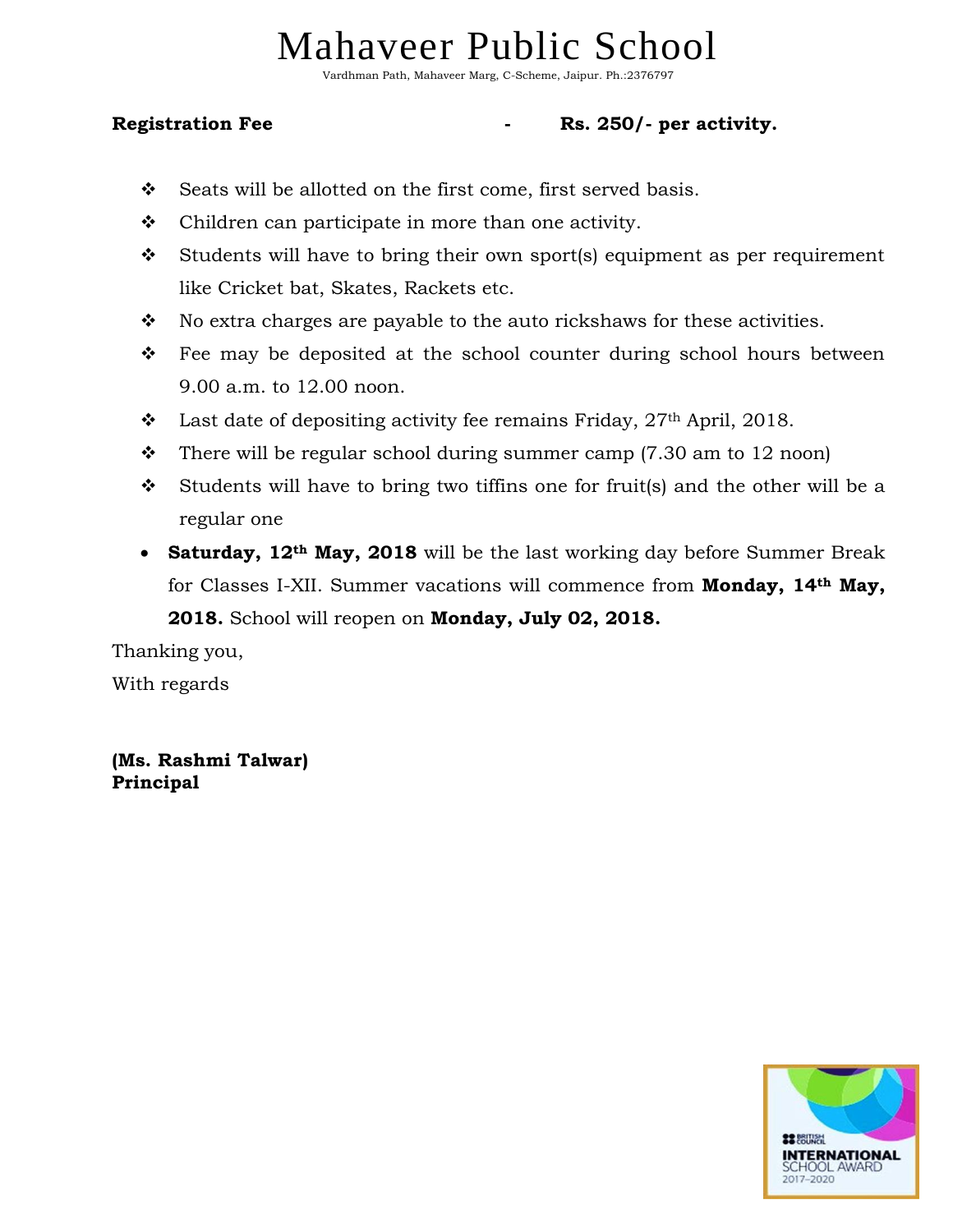# Mahaveer Public School

Vardhman Path, Mahaveer Marg, C-Scheme, Jaipur. Ph.:2376797

**Registration Fee - Rs. 250/- per activity.**

- Seats will be allotted on the first come, first served basis.
- Children can participate in more than one activity.
- Students will have to bring their own sport(s) equipment as per requirement like Cricket bat, Skates, Rackets etc.
- No extra charges are payable to the auto rickshaws for these activities.
- Fee may be deposited at the school counter during school hours between 9.00 a.m. to 12.00 noon.
- Last date of depositing activity fee remains Friday, 27th April, 2018.
- There will be regular school during summer camp (7.30 am to 12 noon)
- Students will have to bring two tiffins one for fruit(s) and the other will be a regular one
- **Saturday, 12th May, 2018** will be the last working day before Summer Break for Classes I-XII. Summer vacations will commence from **Monday, 14th May, 2018.** School will reopen on **Monday, July 02, 2018.**

Thanking you,

With regards

**(Ms. Rashmi Talwar)**
**Principal**

BRITISH COUNCIL
INTERNATIONAL SCHOOL AWARD
2017-2020